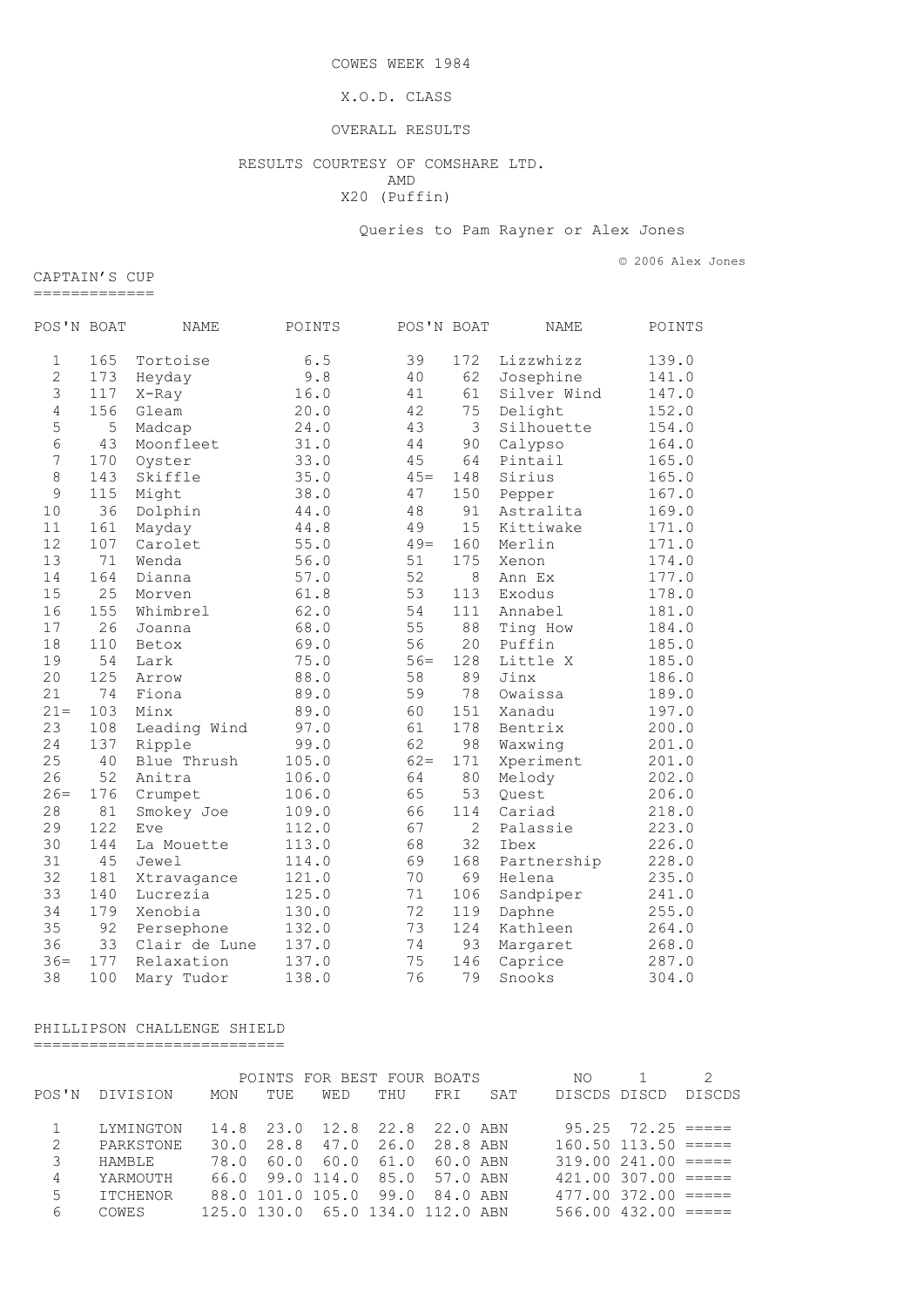COWES WEEK 1984

X.O.D. CLASS

OVERALL RESULTS

RESULTS COURTESY OF COMSHARE LTD.
AMD
X20 (Puffin)

Queries to Pam Rayner or Alex Jones

© 2006 Alex Jones

## CAPTAIN'S CUP

| POS'N | BOAT | NAME | POINTS | POS'N | BOAT | NAME | POINTS |
|---|---|---|---|---|---|---|---|
| 1 | 165 | Tortoise | 6.5 | 39 | 172 | Lizzwhizz | 139.0 |
| 2 | 173 | Heyday | 9.8 | 40 | 62 | Josephine | 141.0 |
| 3 | 117 | X-Ray | 16.0 | 41 | 61 | Silver Wind | 147.0 |
| 4 | 156 | Gleam | 20.0 | 42 | 75 | Delight | 152.0 |
| 5 | 5 | Madcap | 24.0 | 43 | 3 | Silhouette | 154.0 |
| 6 | 43 | Moonfleet | 31.0 | 44 | 90 | Calypso | 164.0 |
| 7 | 170 | Oyster | 33.0 | 45 | 64 | Pintail | 165.0 |
| 8 | 143 | Skiffle | 35.0 | 45= | 148 | Sirius | 165.0 |
| 9 | 115 | Might | 38.0 | 47 | 150 | Pepper | 167.0 |
| 10 | 36 | Dolphin | 44.0 | 48 | 91 | Astralita | 169.0 |
| 11 | 161 | Mayday | 44.8 | 49 | 15 | Kittiwake | 171.0 |
| 12 | 107 | Carolet | 55.0 | 49= | 160 | Merlin | 171.0 |
| 13 | 71 | Wenda | 56.0 | 51 | 175 | Xenon | 174.0 |
| 14 | 164 | Dianna | 57.0 | 52 | 8 | Ann Ex | 177.0 |
| 15 | 25 | Morven | 61.8 | 53 | 113 | Exodus | 178.0 |
| 16 | 155 | Whimbrel | 62.0 | 54 | 111 | Annabel | 181.0 |
| 17 | 26 | Joanna | 68.0 | 55 | 88 | Ting How | 184.0 |
| 18 | 110 | Betox | 69.0 | 56 | 20 | Puffin | 185.0 |
| 19 | 54 | Lark | 75.0 | 56= | 128 | Little X | 185.0 |
| 20 | 125 | Arrow | 88.0 | 58 | 89 | Jinx | 186.0 |
| 21 | 74 | Fiona | 89.0 | 59 | 78 | Owaissa | 189.0 |
| 21= | 103 | Minx | 89.0 | 60 | 151 | Xanadu | 197.0 |
| 23 | 108 | Leading Wind | 97.0 | 61 | 178 | Bentrix | 200.0 |
| 24 | 137 | Ripple | 99.0 | 62 | 98 | Waxwing | 201.0 |
| 25 | 40 | Blue Thrush | 105.0 | 62= | 171 | Xperiment | 201.0 |
| 26 | 52 | Anitra | 106.0 | 64 | 80 | Melody | 202.0 |
| 26= | 176 | Crumpet | 106.0 | 65 | 53 | Quest | 206.0 |
| 28 | 81 | Smokey Joe | 109.0 | 66 | 114 | Cariad | 218.0 |
| 29 | 122 | Eve | 112.0 | 67 | 2 | Palassie | 223.0 |
| 30 | 144 | La Mouette | 113.0 | 68 | 32 | Ibex | 226.0 |
| 31 | 45 | Jewel | 114.0 | 69 | 168 | Partnership | 228.0 |
| 32 | 181 | Xtravagance | 121.0 | 70 | 69 | Helena | 235.0 |
| 33 | 140 | Lucrezia | 125.0 | 71 | 106 | Sandpiper | 241.0 |
| 34 | 179 | Xenobia | 130.0 | 72 | 119 | Daphne | 255.0 |
| 35 | 92 | Persephone | 132.0 | 73 | 124 | Kathleen | 264.0 |
| 36 | 33 | Clair de Lune | 137.0 | 74 | 93 | Margaret | 268.0 |
| 36= | 177 | Relaxation | 137.0 | 75 | 146 | Caprice | 287.0 |
| 38 | 100 | Mary Tudor | 138.0 | 76 | 79 | Snooks | 304.0 |

## PHILLIPSON CHALLENGE SHIELD

| | | POINTS FOR BEST FOUR BOATS | | | | | | NO | 1 | 2 |
|---|---|---|---|---|---|---|---|---|---|---|
| POS'N | DIVISION | MON | TUE | WED | THU | FRI | SAT | DISCDS | DISCD | DISCDS |
| 1 | LYMINGTON | 14.8 | 23.0 | 12.8 | 22.8 | 22.0 | ABN | 95.25 | 72.25 | ===== |
| 2 | PARKSTONE | 30.0 | 28.8 | 47.0 | 26.0 | 28.8 | ABN | 160.50 | 113.50 | ===== |
| 3 | HAMBLE | 78.0 | 60.0 | 60.0 | 61.0 | 60.0 | ABN | 319.00 | 241.00 | ===== |
| 4 | YARMOUTH | 66.0 | 99.0 | 114.0 | 85.0 | 57.0 | ABN | 421.00 | 307.00 | ===== |
| 5 | ITCHENOR | 88.0 | 101.0 | 105.0 | 99.0 | 84.0 | ABN | 477.00 | 372.00 | ===== |
| 6 | COWES | 125.0 | 130.0 | 65.0 | 134.0 | 112.0 | ABN | 566.00 | 432.00 | ===== |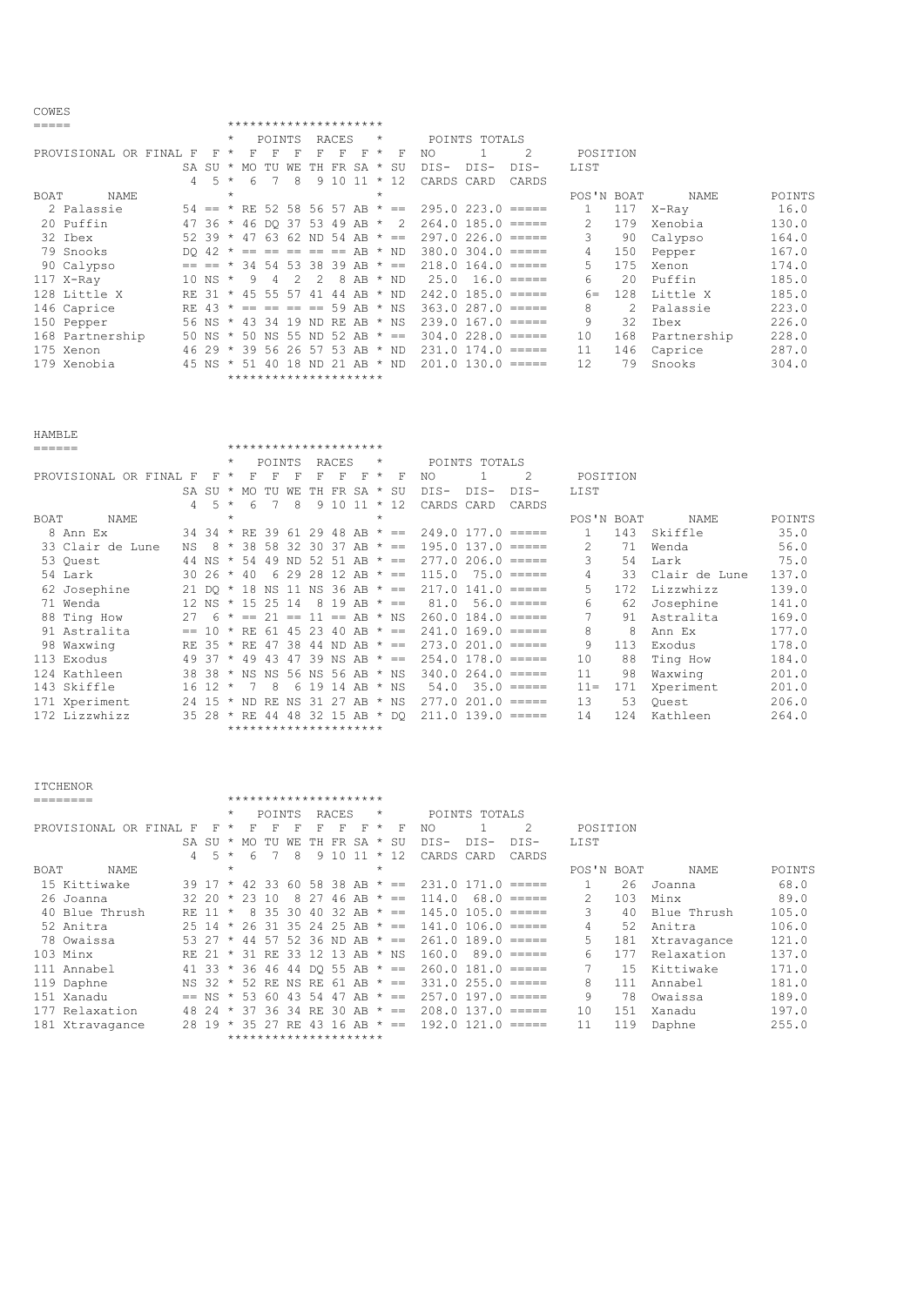## COWES

| BOAT | NAME | SA 4 | SU 5 | MO 6 | TU 7 | WE 8 | TH 9 | FR 10 | SA 11 | SU 12 | NO DIS-CARDS | 1 DIS-CARD | 2 DIS-CARDS |
|---|---|---|---|---|---|---|---|---|---|---|---|---|---|
| PROVISIONAL OR FINAL | | F | F | F | F | F | F | F | F | F | | | |
| 2 | Palassie | 54 | == | RE | 52 | 58 | 56 | 57 | AB | == | 295.0 | 223.0 | ===== |
| 20 | Puffin | 47 | 36 | 46 | DQ | 37 | 53 | 49 | AB | 2 | 264.0 | 185.0 | ===== |
| 32 | Ibex | 52 | 39 | 47 | 63 | 62 | ND | 54 | AB | == | 297.0 | 226.0 | ===== |
| 79 | Snooks | DQ | 42 | == | == | == | == | == | AB | ND | 380.0 | 304.0 | ===== |
| 90 | Calypso | == | == | 34 | 54 | 53 | 38 | 39 | AB | == | 218.0 | 164.0 | ===== |
| 117 | X-Ray | 10 | NS | 9 | 4 | 2 | 2 | 8 | AB | ND | 25.0 | 16.0 | ===== |
| 128 | Little X | RE | 31 | 45 | 55 | 57 | 41 | 44 | AB | ND | 242.0 | 185.0 | ===== |
| 146 | Caprice | RE | 43 | == | == | == | == | 59 | AB | NS | 363.0 | 287.0 | ===== |
| 150 | Pepper | 56 | NS | 43 | 34 | 19 | ND | RE | AB | NS | 239.0 | 167.0 | ===== |
| 168 | Partnership | 50 | NS | 50 | NS | 55 | ND | 52 | AB | == | 304.0 | 228.0 | ===== |
| 175 | Xenon | 46 | 29 | 39 | 56 | 26 | 57 | 53 | AB | ND | 231.0 | 174.0 | ===== |
| 179 | Xenobia | 45 | NS | 51 | 40 | 18 | ND | 21 | AB | ND | 201.0 | 130.0 | ===== |

| POS'N | BOAT | NAME | POINTS |
|---|---|---|---|
| 1 | 117 | X-Ray | 16.0 |
| 2 | 179 | Xenobia | 130.0 |
| 3 | 90 | Calypso | 164.0 |
| 4 | 150 | Pepper | 167.0 |
| 5 | 175 | Xenon | 174.0 |
| 6 | 20 | Puffin | 185.0 |
| 6= | 128 | Little X | 185.0 |
| 8 | 2 | Palassie | 223.0 |
| 9 | 32 | Ibex | 226.0 |
| 10 | 168 | Partnership | 228.0 |
| 11 | 146 | Caprice | 287.0 |
| 12 | 79 | Snooks | 304.0 |

## HAMBLE

| BOAT | NAME | SA 4 | SU 5 | MO 6 | TU 7 | WE 8 | TH 9 | FR 10 | SA 11 | SU 12 | NO DIS-CARDS | 1 DIS-CARD | 2 DIS-CARDS |
|---|---|---|---|---|---|---|---|---|---|---|---|---|---|
| PROVISIONAL OR FINAL | | F | F | F | F | F | F | F | F | F | | | |
| 8 | Ann Ex | 34 | 34 | RE | 39 | 61 | 29 | 48 | AB | == | 249.0 | 177.0 | ===== |
| 33 | Clair de Lune | NS | 8 | 38 | 58 | 32 | 30 | 37 | AB | == | 195.0 | 137.0 | ===== |
| 53 | Quest | 44 | NS | 54 | 49 | ND | 52 | 51 | AB | == | 277.0 | 206.0 | ===== |
| 54 | Lark | 30 | 26 | 40 | 6 | 29 | 28 | 12 | AB | == | 115.0 | 75.0 | ===== |
| 62 | Josephine | 21 | DQ | 18 | NS | 11 | NS | 36 | AB | == | 217.0 | 141.0 | ===== |
| 71 | Wenda | 12 | NS | 15 | 25 | 14 | 8 | 19 | AB | == | 81.0 | 56.0 | ===== |
| 88 | Ting How | 27 | 6 | == | 21 | == | 11 | == | AB | NS | 260.0 | 184.0 | ===== |
| 91 | Astralita | == | 10 | RE | 61 | 45 | 23 | 40 | AB | == | 241.0 | 169.0 | ===== |
| 98 | Waxwing | RE | 35 | RE | 47 | 38 | 44 | ND | AB | == | 273.0 | 201.0 | ===== |
| 113 | Exodus | 49 | 37 | 49 | 43 | 47 | 39 | NS | AB | == | 254.0 | 178.0 | ===== |
| 124 | Kathleen | 38 | 38 | NS | NS | 56 | NS | 56 | AB | NS | 340.0 | 264.0 | ===== |
| 143 | Skiffle | 16 | 12 | 7 | 8 | 6 | 19 | 14 | AB | NS | 54.0 | 35.0 | ===== |
| 171 | Xperiment | 24 | 15 | ND | RE | NS | 31 | 27 | AB | NS | 277.0 | 201.0 | ===== |
| 172 | Lizzwhizz | 35 | 28 | RE | 44 | 48 | 32 | 15 | AB | DQ | 211.0 | 139.0 | ===== |

| POS'N | BOAT | NAME | POINTS |
|---|---|---|---|
| 1 | 143 | Skiffle | 35.0 |
| 2 | 71 | Wenda | 56.0 |
| 3 | 54 | Lark | 75.0 |
| 4 | 33 | Clair de Lune | 137.0 |
| 5 | 172 | Lizzwhizz | 139.0 |
| 6 | 62 | Josephine | 141.0 |
| 7 | 91 | Astralita | 169.0 |
| 8 | 8 | Ann Ex | 177.0 |
| 9 | 113 | Exodus | 178.0 |
| 10 | 88 | Ting How | 184.0 |
| 11 | 98 | Waxwing | 201.0 |
| 11= | 171 | Xperiment | 201.0 |
| 13 | 53 | Quest | 206.0 |
| 14 | 124 | Kathleen | 264.0 |

## ITCHENOR

| BOAT | NAME | SA 4 | SU 5 | MO 6 | TU 7 | WE 8 | TH 9 | FR 10 | SA 11 | SU 12 | NO DIS-CARDS | 1 DIS-CARD | 2 DIS-CARDS |
|---|---|---|---|---|---|---|---|---|---|---|---|---|---|
| PROVISIONAL OR FINAL | | F | F | F | F | F | F | F | F | F | | | |
| 15 | Kittiwake | 39 | 17 | 42 | 33 | 60 | 58 | 38 | AB | == | 231.0 | 171.0 | ===== |
| 26 | Joanna | 32 | 20 | 23 | 10 | 8 | 27 | 46 | AB | == | 114.0 | 68.0 | ===== |
| 40 | Blue Thrush | RE | 11 | 8 | 35 | 30 | 40 | 32 | AB | == | 145.0 | 105.0 | ===== |
| 52 | Anitra | 25 | 14 | 26 | 31 | 35 | 24 | 25 | AB | == | 141.0 | 106.0 | ===== |
| 78 | Owaissa | 53 | 27 | 44 | 57 | 52 | 36 | ND | AB | == | 261.0 | 189.0 | ===== |
| 103 | Minx | RE | 21 | 31 | RE | 33 | 12 | 13 | AB | NS | 160.0 | 89.0 | ===== |
| 111 | Annabel | 41 | 33 | 36 | 46 | 44 | DQ | 55 | AB | == | 260.0 | 181.0 | ===== |
| 119 | Daphne | NS | 32 | 52 | RE | NS | RE | 61 | AB | == | 331.0 | 255.0 | ===== |
| 151 | Xanadu | == | NS | 53 | 60 | 43 | 54 | 47 | AB | == | 257.0 | 197.0 | ===== |
| 177 | Relaxation | 48 | 24 | 37 | 36 | 34 | RE | 30 | AB | == | 208.0 | 137.0 | ===== |
| 181 | Xtravagance | 28 | 19 | 35 | 27 | RE | 43 | 16 | AB | == | 192.0 | 121.0 | ===== |

| POS'N | BOAT | NAME | POINTS |
|---|---|---|---|
| 1 | 26 | Joanna | 68.0 |
| 2 | 103 | Minx | 89.0 |
| 3 | 40 | Blue Thrush | 105.0 |
| 4 | 52 | Anitra | 106.0 |
| 5 | 181 | Xtravagance | 121.0 |
| 6 | 177 | Relaxation | 137.0 |
| 7 | 15 | Kittiwake | 171.0 |
| 8 | 111 | Annabel | 181.0 |
| 9 | 78 | Owaissa | 189.0 |
| 10 | 151 | Xanadu | 197.0 |
| 11 | 119 | Daphne | 255.0 |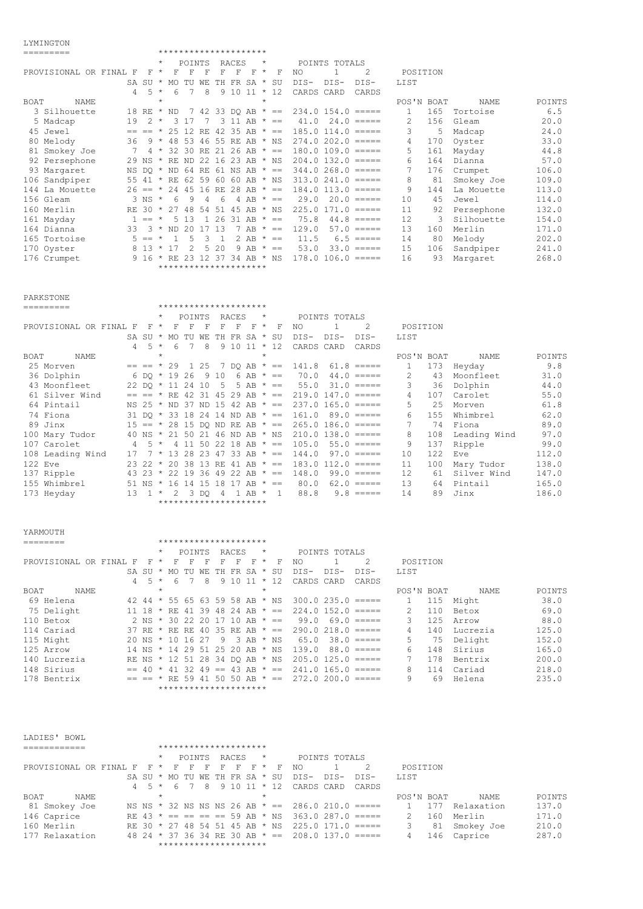## LYMINGTON

| BOAT | NAME | SA 4 (F) | SU 5 (F) | MO 6 (F) | TU 7 (F) | WE 8 (F) | TH 9 (F) | FR 10 (F) | SA 11 (F) | SU 12 (F) | NO DIS-CARDS | 1 DIS-CARD | 2 DIS-CARDS |
|---|---|---|---|---|---|---|---|---|---|---|---|---|---|
| 3 | Silhouette | 18 | RE | ND | 7 | 42 | 33 | DQ | AB | == | 234.0 | 154.0 | ===== |
| 5 | Madcap | 19 | 2 | 3 | 17 | 7 | 3 | 11 | AB | == | 41.0 | 24.0 | ===== |
| 45 | Jewel | == | == | 25 | 12 | RE | 42 | 35 | AB | == | 185.0 | 114.0 | ===== |
| 80 | Melody | 36 | 9 | 48 | 53 | 46 | 55 | RE | AB | NS | 274.0 | 202.0 | ===== |
| 81 | Smokey Joe | 7 | 4 | 32 | 30 | RE | 21 | 26 | AB | == | 180.0 | 109.0 | ===== |
| 92 | Persephone | 29 | NS | RE | ND | 22 | 16 | 23 | AB | NS | 204.0 | 132.0 | ===== |
| 93 | Margaret | NS | DQ | ND | 64 | RE | 61 | NS | AB | == | 344.0 | 268.0 | ===== |
| 106 | Sandpiper | 55 | 41 | RE | 62 | 59 | 60 | 60 | AB | NS | 313.0 | 241.0 | ===== |
| 144 | La Mouette | 26 | == | 24 | 45 | 16 | RE | 28 | AB | == | 184.0 | 113.0 | ===== |
| 156 | Gleam | 3 | NS | 6 | 9 | 4 | 6 | 4 | AB | == | 29.0 | 20.0 | ===== |
| 160 | Merlin | RE | 30 | 27 | 48 | 54 | 51 | 45 | AB | NS | 225.0 | 171.0 | ===== |
| 161 | Mayday | 1 | == | 5 | 13 | 1 | 26 | 31 | AB | == | 75.8 | 44.8 | ===== |
| 164 | Dianna | 33 | 3 | ND | 20 | 17 | 13 | 7 | AB | == | 129.0 | 57.0 | ===== |
| 165 | Tortoise | 5 | == | 1 | 5 | 3 | 1 | 2 | AB | == | 11.5 | 6.5 | ===== |
| 170 | Oyster | 8 | 13 | 17 | 2 | 5 | 20 | 9 | AB | == | 53.0 | 33.0 | ===== |
| 176 | Crumpet | 9 | 16 | RE | 23 | 12 | 37 | 34 | AB | NS | 178.0 | 106.0 | ===== |

| POS'N | BOAT | NAME | POINTS |
|---|---|---|---|
| 1 | 165 | Tortoise | 6.5 |
| 2 | 156 | Gleam | 20.0 |
| 3 | 5 | Madcap | 24.0 |
| 4 | 170 | Oyster | 33.0 |
| 5 | 161 | Mayday | 44.8 |
| 6 | 164 | Dianna | 57.0 |
| 7 | 176 | Crumpet | 106.0 |
| 8 | 81 | Smokey Joe | 109.0 |
| 9 | 144 | La Mouette | 113.0 |
| 10 | 45 | Jewel | 114.0 |
| 11 | 92 | Persephone | 132.0 |
| 12 | 3 | Silhouette | 154.0 |
| 13 | 160 | Merlin | 171.0 |
| 14 | 80 | Melody | 202.0 |
| 15 | 106 | Sandpiper | 241.0 |
| 16 | 93 | Margaret | 268.0 |

## PARKSTONE

| BOAT | NAME | SA 4 (F) | SU 5 (F) | MO 6 (F) | TU 7 (F) | WE 8 (F) | TH 9 (F) | FR 10 (F) | SA 11 (F) | SU 12 (F) | NO DIS-CARDS | 1 DIS-CARD | 2 DIS-CARDS |
|---|---|---|---|---|---|---|---|---|---|---|---|---|---|
| 25 | Morven | == | == | 29 | 1 | 25 | 7 | DQ | AB | == | 141.8 | 61.8 | ===== |
| 36 | Dolphin | 6 | DQ | 19 | 26 | 9 | 10 | 6 | AB | == | 70.0 | 44.0 | ===== |
| 43 | Moonfleet | 22 | DQ | 11 | 24 | 10 | 5 | 5 | AB | == | 55.0 | 31.0 | ===== |
| 61 | Silver Wind | == | == | RE | 42 | 31 | 45 | 29 | AB | == | 219.0 | 147.0 | ===== |
| 64 | Pintail | NS | 25 | ND | 37 | ND | 15 | 42 | AB | == | 237.0 | 165.0 | ===== |
| 74 | Fiona | 31 | DQ | 33 | 18 | 24 | 14 | ND | AB | == | 161.0 | 89.0 | ===== |
| 89 | Jinx | 15 | == | 28 | 15 | DQ | ND | RE | AB | == | 265.0 | 186.0 | ===== |
| 100 | Mary Tudor | 40 | NS | 21 | 50 | 21 | 46 | ND | AB | NS | 210.0 | 138.0 | ===== |
| 107 | Carolet | 4 | 5 | 4 | 11 | 50 | 22 | 18 | AB | == | 105.0 | 55.0 | ===== |
| 108 | Leading Wind | 17 | 7 | 13 | 28 | 23 | 47 | 33 | AB | == | 144.0 | 97.0 | ===== |
| 122 | Eve | 23 | 22 | 20 | 38 | 13 | RE | 41 | AB | == | 183.0 | 112.0 | ===== |
| 137 | Ripple | 43 | 23 | 22 | 19 | 36 | 49 | 22 | AB | == | 148.0 | 99.0 | ===== |
| 155 | Whimbrel | 51 | NS | 16 | 14 | 15 | 18 | 17 | AB | == | 80.0 | 62.0 | ===== |
| 173 | Heyday | 13 | 1 | 2 | 3 | DQ | 4 | 1 | AB | 1 | 88.8 | 9.8 | ===== |

| POS'N | BOAT | NAME | POINTS |
|---|---|---|---|
| 1 | 173 | Heyday | 9.8 |
| 2 | 43 | Moonfleet | 31.0 |
| 3 | 36 | Dolphin | 44.0 |
| 4 | 107 | Carolet | 55.0 |
| 5 | 25 | Morven | 61.8 |
| 6 | 155 | Whimbrel | 62.0 |
| 7 | 74 | Fiona | 89.0 |
| 8 | 108 | Leading Wind | 97.0 |
| 9 | 137 | Ripple | 99.0 |
| 10 | 122 | Eve | 112.0 |
| 11 | 100 | Mary Tudor | 138.0 |
| 12 | 61 | Silver Wind | 147.0 |
| 13 | 64 | Pintail | 165.0 |
| 14 | 89 | Jinx | 186.0 |

## YARMOUTH

| BOAT | NAME | SA 4 (F) | SU 5 (F) | MO 6 (F) | TU 7 (F) | WE 8 (F) | TH 9 (F) | FR 10 (F) | SA 11 (F) | SU 12 (F) | NO DIS-CARDS | 1 DIS-CARD | 2 DIS-CARDS |
|---|---|---|---|---|---|---|---|---|---|---|---|---|---|
| 69 | Helena | 42 | 44 | 55 | 65 | 63 | 59 | 58 | AB | NS | 300.0 | 235.0 | ===== |
| 75 | Delight | 11 | 18 | RE | 41 | 39 | 48 | 24 | AB | == | 224.0 | 152.0 | ===== |
| 110 | Betox | 2 | NS | 30 | 22 | 20 | 17 | 10 | AB | == | 99.0 | 69.0 | ===== |
| 114 | Cariad | 37 | RE | RE | RE | 40 | 35 | RE | AB | == | 290.0 | 218.0 | ===== |
| 115 | Might | 20 | NS | 10 | 16 | 27 | 9 | 3 | AB | NS | 65.0 | 38.0 | ===== |
| 125 | Arrow | 14 | NS | 14 | 29 | 51 | 25 | 20 | AB | NS | 139.0 | 88.0 | ===== |
| 140 | Lucrezia | RE | NS | 12 | 51 | 28 | 34 | DQ | AB | NS | 205.0 | 125.0 | ===== |
| 148 | Sirius | == | 40 | 41 | 32 | 49 | == | 43 | AB | == | 241.0 | 165.0 | ===== |
| 178 | Bentrix | == | == | RE | 59 | 41 | 50 | 50 | AB | == | 272.0 | 200.0 | ===== |

| POS'N | BOAT | NAME | POINTS |
|---|---|---|---|
| 1 | 115 | Might | 38.0 |
| 2 | 110 | Betox | 69.0 |
| 3 | 125 | Arrow | 88.0 |
| 4 | 140 | Lucrezia | 125.0 |
| 5 | 75 | Delight | 152.0 |
| 6 | 148 | Sirius | 165.0 |
| 7 | 178 | Bentrix | 200.0 |
| 8 | 114 | Cariad | 218.0 |
| 9 | 69 | Helena | 235.0 |

## LADIES' BOWL

| BOAT | NAME | SA 4 (F) | SU 5 (F) | MO 6 (F) | TU 7 (F) | WE 8 (F) | TH 9 (F) | FR 10 (F) | SA 11 (F) | SU 12 (F) | NO DIS-CARDS | 1 DIS-CARD | 2 DIS-CARDS |
|---|---|---|---|---|---|---|---|---|---|---|---|---|---|
| 81 | Smokey Joe | NS | NS | 32 | NS | NS | NS | 26 | AB | == | 286.0 | 210.0 | ===== |
| 146 | Caprice | RE | 43 | == | == | == | == | 59 | AB | NS | 363.0 | 287.0 | ===== |
| 160 | Merlin | RE | 30 | 27 | 48 | 54 | 51 | 45 | AB | NS | 225.0 | 171.0 | ===== |
| 177 | Relaxation | 48 | 24 | 37 | 36 | 34 | RE | 30 | AB | == | 208.0 | 137.0 | ===== |

| POS'N | BOAT | NAME | POINTS |
|---|---|---|---|
| 1 | 177 | Relaxation | 137.0 |
| 2 | 160 | Merlin | 171.0 |
| 3 | 81 | Smokey Joe | 210.0 |
| 4 | 146 | Caprice | 287.0 |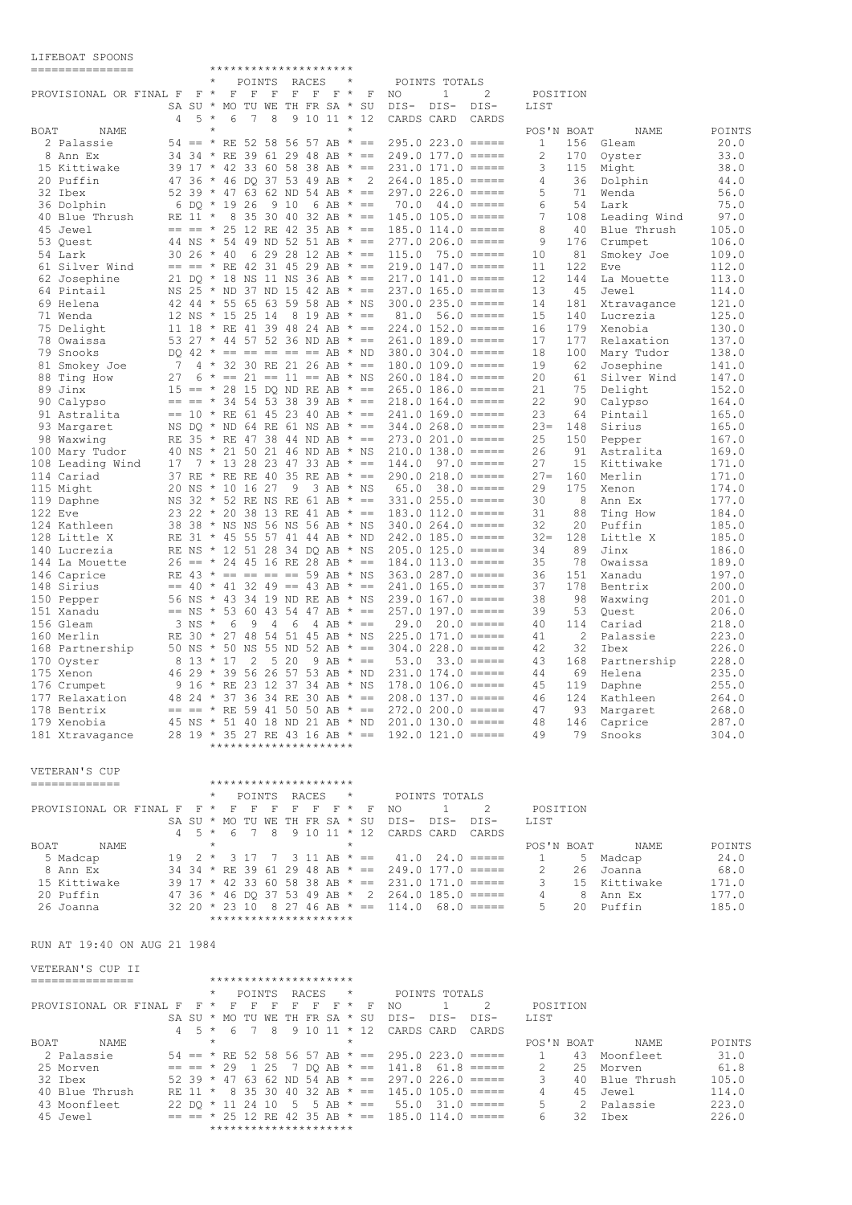## LIFEBOAT SPOONS

PROVISIONAL OR FINAL: F F F F F F F F F

| BOAT | NAME | SA 4 | SU 5 | MO 6 | TU 7 | WE 8 | TH 9 | FR 10 | SA 11 | SU 12 | NO DIS-CARDS | 1 DIS-CARD | 2 DIS-CARDS |
|---|---|---|---|---|---|---|---|---|---|---|---|---|---|
| 2 | Palassie | 54 | == | RE | 52 | 58 | 56 | 57 | AB | == | 295.0 | 223.0 | ===== |
| 8 | Ann Ex | 34 | 34 | RE | 39 | 61 | 29 | 48 | AB | == | 249.0 | 177.0 | ===== |
| 15 | Kittiwake | 39 | 17 | 42 | 33 | 60 | 58 | 38 | AB | == | 231.0 | 171.0 | ===== |
| 20 | Puffin | 47 | 36 | 46 | DQ | 37 | 53 | 49 | AB | 2 | 264.0 | 185.0 | ===== |
| 32 | Ibex | 52 | 39 | 47 | 63 | 62 | ND | 54 | AB | == | 297.0 | 226.0 | ===== |
| 36 | Dolphin | 6 | DQ | 19 | 26 | 9 | 10 | 6 | AB | == | 70.0 | 44.0 | ===== |
| 40 | Blue Thrush | RE | 11 | 8 | 35 | 30 | 40 | 32 | AB | == | 145.0 | 105.0 | ===== |
| 45 | Jewel | == | == | 25 | 12 | RE | 42 | 35 | AB | == | 185.0 | 114.0 | ===== |
| 53 | Quest | 44 | NS | 54 | 49 | ND | 52 | 51 | AB | == | 277.0 | 206.0 | ===== |
| 54 | Lark | 30 | 26 | 40 | 6 | 29 | 28 | 12 | AB | == | 115.0 | 75.0 | ===== |
| 61 | Silver Wind | == | == | RE | 42 | 31 | 45 | 29 | AB | == | 219.0 | 147.0 | ===== |
| 62 | Josephine | 21 | DQ | 18 | NS | 11 | NS | 36 | AB | == | 217.0 | 141.0 | ===== |
| 64 | Pintail | NS | 25 | ND | 37 | ND | 15 | 42 | AB | == | 237.0 | 165.0 | ===== |
| 69 | Helena | 42 | 44 | 55 | 65 | 63 | 59 | 58 | AB | NS | 300.0 | 235.0 | ===== |
| 71 | Wenda | 12 | NS | 15 | 25 | 14 | 8 | 19 | AB | == | 81.0 | 56.0 | ===== |
| 75 | Delight | 11 | 18 | RE | 41 | 39 | 48 | 24 | AB | == | 224.0 | 152.0 | ===== |
| 78 | Owaissa | 53 | 27 | 44 | 57 | 52 | 36 | ND | AB | == | 261.0 | 189.0 | ===== |
| 79 | Snooks | DQ | 42 | == | == | == | == | == | AB | ND | 380.0 | 304.0 | ===== |
| 81 | Smokey Joe | 7 | 4 | 32 | 30 | RE | 21 | 26 | AB | == | 180.0 | 109.0 | ===== |
| 88 | Ting How | 27 | 6 | == | 21 | == | 11 | == | AB | NS | 260.0 | 184.0 | ===== |
| 89 | Jinx | 15 | == | 28 | 15 | DQ | ND | RE | AB | == | 265.0 | 186.0 | ===== |
| 90 | Calypso | == | == | 34 | 54 | 53 | 38 | 39 | AB | == | 218.0 | 164.0 | ===== |
| 91 | Astralita | == | 10 | RE | 61 | 45 | 23 | 40 | AB | == | 241.0 | 169.0 | ===== |
| 93 | Margaret | NS | DQ | ND | 64 | RE | 61 | NS | AB | == | 344.0 | 268.0 | ===== |
| 98 | Waxwing | RE | 35 | RE | 47 | 38 | 44 | ND | AB | == | 273.0 | 201.0 | ===== |
| 100 | Mary Tudor | 40 | NS | 21 | 50 | 21 | 46 | ND | AB | NS | 210.0 | 138.0 | ===== |
| 108 | Leading Wind | 17 | 7 | 13 | 28 | 23 | 47 | 33 | AB | == | 144.0 | 97.0 | ===== |
| 114 | Cariad | 37 | RE | RE | RE | 40 | 35 | RE | AB | == | 290.0 | 218.0 | ===== |
| 115 | Might | 20 | NS | 10 | 16 | 27 | 9 | 3 | AB | NS | 65.0 | 38.0 | ===== |
| 119 | Daphne | NS | 32 | 52 | RE | NS | RE | 61 | AB | == | 331.0 | 255.0 | ===== |
| 122 | Eve | 23 | 22 | 20 | 38 | 13 | RE | 41 | AB | == | 183.0 | 112.0 | ===== |
| 124 | Kathleen | 38 | 38 | NS | NS | 56 | NS | 56 | AB | NS | 340.0 | 264.0 | ===== |
| 128 | Little X | RE | 31 | 45 | 55 | 57 | 41 | 44 | AB | ND | 242.0 | 185.0 | ===== |
| 140 | Lucrezia | RE | NS | 12 | 51 | 28 | 34 | DQ | AB | NS | 205.0 | 125.0 | ===== |
| 144 | La Mouette | 26 | == | 24 | 45 | 16 | RE | 28 | AB | == | 184.0 | 113.0 | ===== |
| 146 | Caprice | RE | 43 | == | == | == | == | 59 | AB | NS | 363.0 | 287.0 | ===== |
| 148 | Sirius | == | 40 | 41 | 32 | 49 | == | 43 | AB | == | 241.0 | 165.0 | ===== |
| 150 | Pepper | 56 | NS | 43 | 34 | 19 | ND | RE | AB | NS | 239.0 | 167.0 | ===== |
| 151 | Xanadu | == | NS | 53 | 60 | 43 | 54 | 47 | AB | == | 257.0 | 197.0 | ===== |
| 156 | Gleam | 3 | NS | 6 | 9 | 4 | 6 | 4 | AB | == | 29.0 | 20.0 | ===== |
| 160 | Merlin | RE | 30 | 27 | 48 | 54 | 51 | 45 | AB | NS | 225.0 | 171.0 | ===== |
| 168 | Partnership | 50 | NS | 50 | NS | 55 | ND | 52 | AB | == | 304.0 | 228.0 | ===== |
| 170 | Oyster | 8 | 13 | 17 | 2 | 5 | 20 | 9 | AB | == | 53.0 | 33.0 | ===== |
| 175 | Xenon | 46 | 29 | 39 | 56 | 26 | 57 | 53 | AB | ND | 231.0 | 174.0 | ===== |
| 176 | Crumpet | 9 | 16 | RE | 23 | 12 | 37 | 34 | AB | NS | 178.0 | 106.0 | ===== |
| 177 | Relaxation | 48 | 24 | 37 | 36 | 34 | RE | 30 | AB | == | 208.0 | 137.0 | ===== |
| 178 | Bentrix | == | == | RE | 59 | 41 | 50 | 50 | AB | == | 272.0 | 200.0 | ===== |
| 179 | Xenobia | 45 | NS | 51 | 40 | 18 | ND | 21 | AB | ND | 201.0 | 130.0 | ===== |
| 181 | Xtravagance | 28 | 19 | 35 | 27 | RE | 43 | 16 | AB | == | 192.0 | 121.0 | ===== |

POSITION LIST

| POS'N | BOAT | NAME | POINTS |
|---|---|---|---|
| 1 | 156 | Gleam | 20.0 |
| 2 | 170 | Oyster | 33.0 |
| 3 | 115 | Might | 38.0 |
| 4 | 36 | Dolphin | 44.0 |
| 5 | 71 | Wenda | 56.0 |
| 6 | 54 | Lark | 75.0 |
| 7 | 108 | Leading Wind | 97.0 |
| 8 | 40 | Blue Thrush | 105.0 |
| 9 | 176 | Crumpet | 106.0 |
| 10 | 81 | Smokey Joe | 109.0 |
| 11 | 122 | Eve | 112.0 |
| 12 | 144 | La Mouette | 113.0 |
| 13 | 45 | Jewel | 114.0 |
| 14 | 181 | Xtravagance | 121.0 |
| 15 | 140 | Lucrezia | 125.0 |
| 16 | 179 | Xenobia | 130.0 |
| 17 | 177 | Relaxation | 137.0 |
| 18 | 100 | Mary Tudor | 138.0 |
| 19 | 62 | Josephine | 141.0 |
| 20 | 61 | Silver Wind | 147.0 |
| 21 | 75 | Delight | 152.0 |
| 22 | 90 | Calypso | 164.0 |
| 23 | 64 | Pintail | 165.0 |
| 23= | 148 | Sirius | 165.0 |
| 25 | 150 | Pepper | 167.0 |
| 26 | 91 | Astralita | 169.0 |
| 27 | 15 | Kittiwake | 171.0 |
| 27= | 160 | Merlin | 171.0 |
| 29 | 175 | Xenon | 174.0 |
| 30 | 8 | Ann Ex | 177.0 |
| 31 | 88 | Ting How | 184.0 |
| 32 | 20 | Puffin | 185.0 |
| 32= | 128 | Little X | 185.0 |
| 34 | 89 | Jinx | 186.0 |
| 35 | 78 | Owaissa | 189.0 |
| 36 | 151 | Xanadu | 197.0 |
| 37 | 178 | Bentrix | 200.0 |
| 38 | 98 | Waxwing | 201.0 |
| 39 | 53 | Quest | 206.0 |
| 40 | 114 | Cariad | 218.0 |
| 41 | 2 | Palassie | 223.0 |
| 42 | 32 | Ibex | 226.0 |
| 43 | 168 | Partnership | 228.0 |
| 44 | 69 | Helena | 235.0 |
| 45 | 119 | Daphne | 255.0 |
| 46 | 124 | Kathleen | 264.0 |
| 47 | 93 | Margaret | 268.0 |
| 48 | 146 | Caprice | 287.0 |
| 49 | 79 | Snooks | 304.0 |

## VETERAN'S CUP

PROVISIONAL OR FINAL: F F F F F F F F F

| BOAT | NAME | SA 4 | SU 5 | MO 6 | TU 7 | WE 8 | TH 9 | FR 10 | SA 11 | SU 12 | NO DIS-CARDS | 1 DIS-CARD | 2 DIS-CARDS |
|---|---|---|---|---|---|---|---|---|---|---|---|---|---|
| 5 | Madcap | 19 | 2 | 3 | 17 | 7 | 3 | 11 | AB | == | 41.0 | 24.0 | ===== |
| 8 | Ann Ex | 34 | 34 | RE | 39 | 61 | 29 | 48 | AB | == | 249.0 | 177.0 | ===== |
| 15 | Kittiwake | 39 | 17 | 42 | 33 | 60 | 58 | 38 | AB | == | 231.0 | 171.0 | ===== |
| 20 | Puffin | 47 | 36 | 46 | DQ | 37 | 53 | 49 | AB | 2 | 264.0 | 185.0 | ===== |
| 26 | Joanna | 32 | 20 | 23 | 10 | 8 | 27 | 46 | AB | == | 114.0 | 68.0 | ===== |

POSITION LIST

| POS'N | BOAT | NAME | POINTS |
|---|---|---|---|
| 1 | 5 | Madcap | 24.0 |
| 2 | 26 | Joanna | 68.0 |
| 3 | 15 | Kittiwake | 171.0 |
| 4 | 8 | Ann Ex | 177.0 |
| 5 | 20 | Puffin | 185.0 |

RUN AT 19:40 ON AUG 21 1984

## VETERAN'S CUP II

PROVISIONAL OR FINAL: F F F F F F F F F

| BOAT | NAME | SA 4 | SU 5 | MO 6 | TU 7 | WE 8 | TH 9 | FR 10 | SA 11 | SU 12 | NO DIS-CARDS | 1 DIS-CARD | 2 DIS-CARDS |
|---|---|---|---|---|---|---|---|---|---|---|---|---|---|
| 2 | Palassie | 54 | == | RE | 52 | 58 | 56 | 57 | AB | == | 295.0 | 223.0 | ===== |
| 25 | Morven | == | == | 29 | 1 | 25 | 7 | DQ | AB | == | 141.8 | 61.8 | ===== |
| 32 | Ibex | 52 | 39 | 47 | 63 | 62 | ND | 54 | AB | == | 297.0 | 226.0 | ===== |
| 40 | Blue Thrush | RE | 11 | 8 | 35 | 30 | 40 | 32 | AB | == | 145.0 | 105.0 | ===== |
| 43 | Moonfleet | 22 | DQ | 11 | 24 | 10 | 5 | 5 | AB | == | 55.0 | 31.0 | ===== |
| 45 | Jewel | == | == | 25 | 12 | RE | 42 | 35 | AB | == | 185.0 | 114.0 | ===== |

POSITION LIST

| POS'N | BOAT | NAME | POINTS |
|---|---|---|---|
| 1 | 43 | Moonfleet | 31.0 |
| 2 | 25 | Morven | 61.8 |
| 3 | 40 | Blue Thrush | 105.0 |
| 4 | 45 | Jewel | 114.0 |
| 5 | 2 | Palassie | 223.0 |
| 6 | 32 | Ibex | 226.0 |